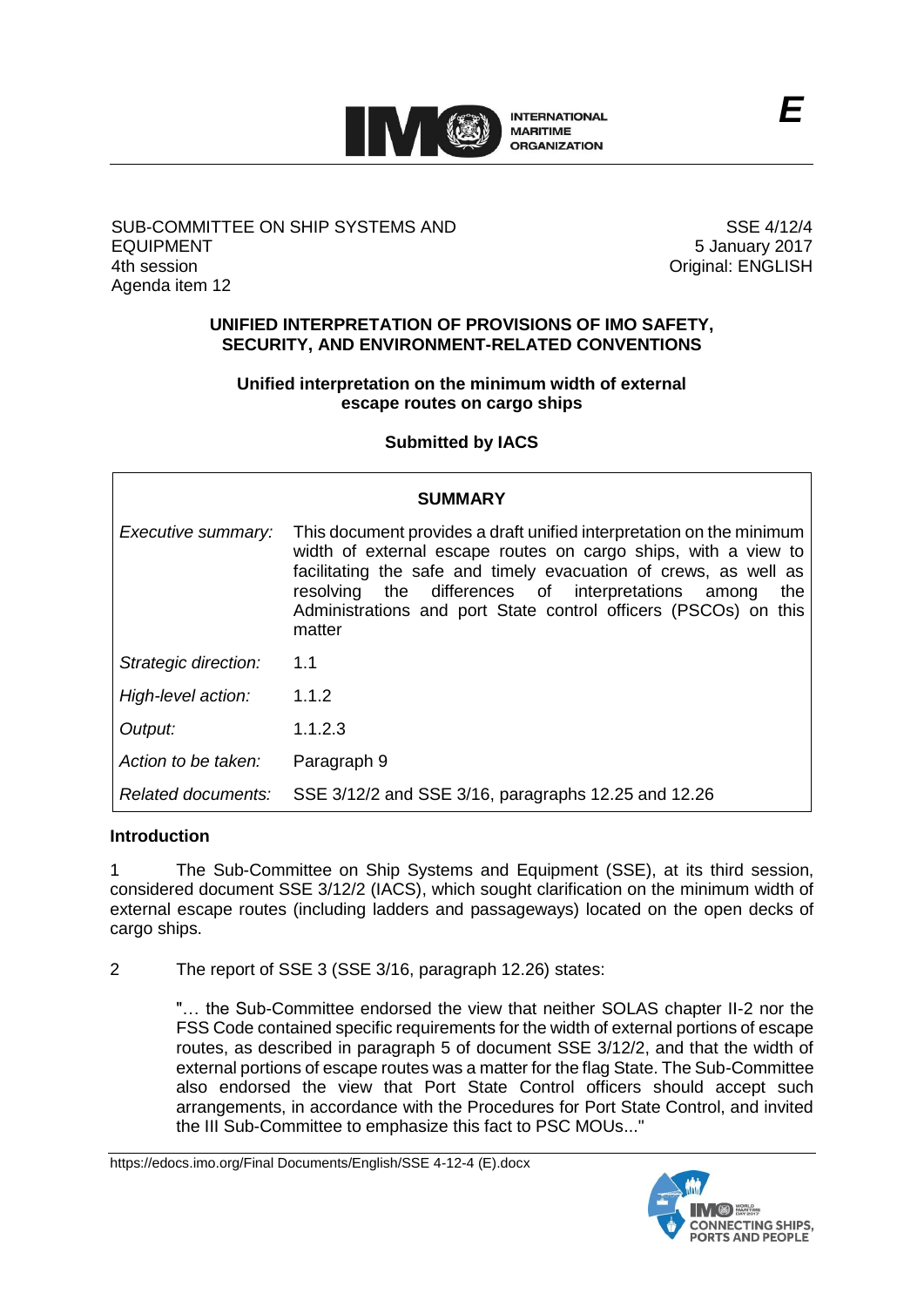E

SUB-COMMITTEE ON SHIP SYSTEMS AND EQUIPMENT
4th session
Agenda item 12

SSE 4/12/4
5 January 2017
Original: ENGLISH

# UNIFIED INTERPRETATION OF PROVISIONS OF IMO SAFETY, SECURITY, AND ENVIRONMENT-RELATED CONVENTIONS

## Unified interpretation on the minimum width of external escape routes on cargo ships

**Submitted by IACS**

| SUMMARY | |
|---|---|
| *Executive summary:* | This document provides a draft unified interpretation on the minimum width of external escape routes on cargo ships, with a view to facilitating the safe and timely evacuation of crews, as well as resolving the differences of interpretations among the Administrations and port State control officers (PSCOs) on this matter |
| *Strategic direction:* | 1.1 |
| *High-level action:* | 1.1.2 |
| *Output:* | 1.1.2.3 |
| *Action to be taken:* | Paragraph 9 |
| *Related documents:* | SSE 3/12/2 and SSE 3/16, paragraphs 12.25 and 12.26 |

### Introduction

1 The Sub-Committee on Ship Systems and Equipment (SSE), at its third session, considered document SSE 3/12/2 (IACS), which sought clarification on the minimum width of external escape routes (including ladders and passageways) located on the open decks of cargo ships.

2 The report of SSE 3 (SSE 3/16, paragraph 12.26) states:

> "… the Sub-Committee endorsed the view that neither SOLAS chapter II-2 nor the FSS Code contained specific requirements for the width of external portions of escape routes, as described in paragraph 5 of document SSE 3/12/2, and that the width of external portions of escape routes was a matter for the flag State. The Sub-Committee also endorsed the view that Port State Control officers should accept such arrangements, in accordance with the Procedures for Port State Control, and invited the III Sub-Committee to emphasize this fact to PSC MOUs..."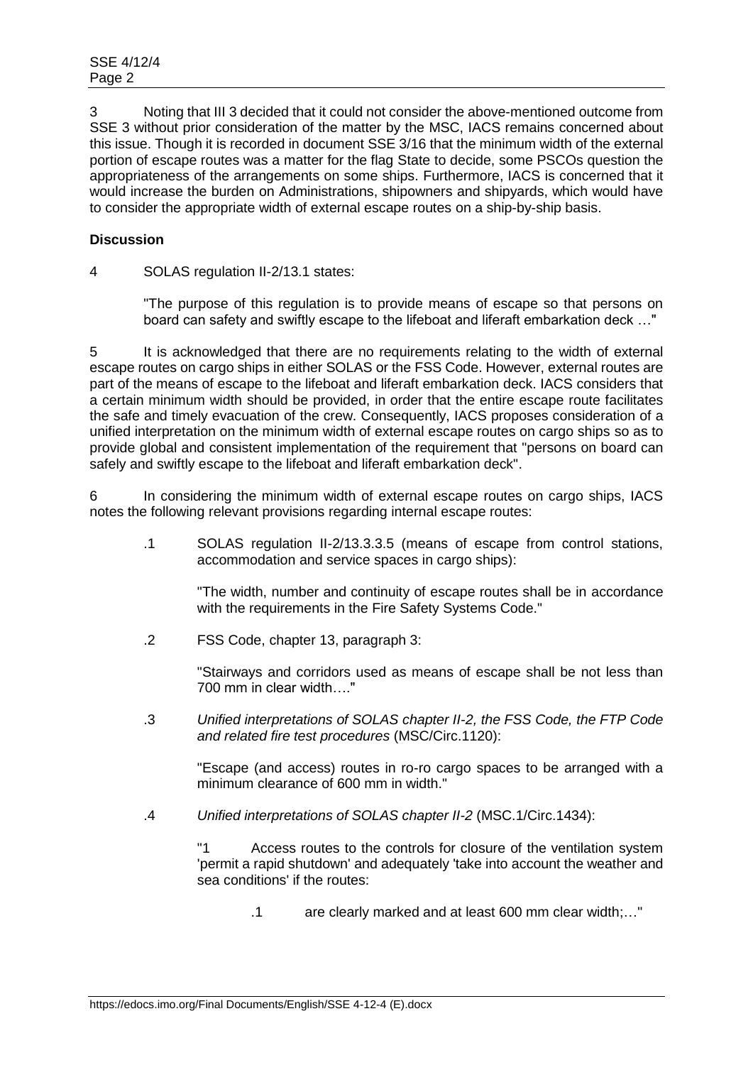3 Noting that III 3 decided that it could not consider the above-mentioned outcome from SSE 3 without prior consideration of the matter by the MSC, IACS remains concerned about this issue. Though it is recorded in document SSE 3/16 that the minimum width of the external portion of escape routes was a matter for the flag State to decide, some PSCOs question the appropriateness of the arrangements on some ships. Furthermore, IACS is concerned that it would increase the burden on Administrations, shipowners and shipyards, which would have to consider the appropriate width of external escape routes on a ship-by-ship basis.

**Discussion**

4 SOLAS regulation II-2/13.1 states:

> "The purpose of this regulation is to provide means of escape so that persons on board can safely and swiftly escape to the lifeboat and liferaft embarkation deck …"

5 It is acknowledged that there are no requirements relating to the width of external escape routes on cargo ships in either SOLAS or the FSS Code. However, external routes are part of the means of escape to the lifeboat and liferaft embarkation deck. IACS considers that a certain minimum width should be provided, in order that the entire escape route facilitates the safe and timely evacuation of the crew. Consequently, IACS proposes consideration of a unified interpretation on the minimum width of external escape routes on cargo ships so as to provide global and consistent implementation of the requirement that "persons on board can safely and swiftly escape to the lifeboat and liferaft embarkation deck".

6 In considering the minimum width of external escape routes on cargo ships, IACS notes the following relevant provisions regarding internal escape routes:

> .1 SOLAS regulation II-2/13.3.3.5 (means of escape from control stations, accommodation and service spaces in cargo ships):
>
> > "The width, number and continuity of escape routes shall be in accordance with the requirements in the Fire Safety Systems Code."
>
> .2 FSS Code, chapter 13, paragraph 3:
>
> > "Stairways and corridors used as means of escape shall be not less than 700 mm in clear width…."
>
> .3 *Unified interpretations of SOLAS chapter II-2, the FSS Code, the FTP Code and related fire test procedures* (MSC/Circ.1120):
>
> > "Escape (and access) routes in ro-ro cargo spaces to be arranged with a minimum clearance of 600 mm in width."
>
> .4 *Unified interpretations of SOLAS chapter II-2* (MSC.1/Circ.1434):
>
> > "1 Access routes to the controls for closure of the ventilation system 'permit a rapid shutdown' and adequately 'take into account the weather and sea conditions' if the routes:
> >
> > > .1 are clearly marked and at least 600 mm clear width;…"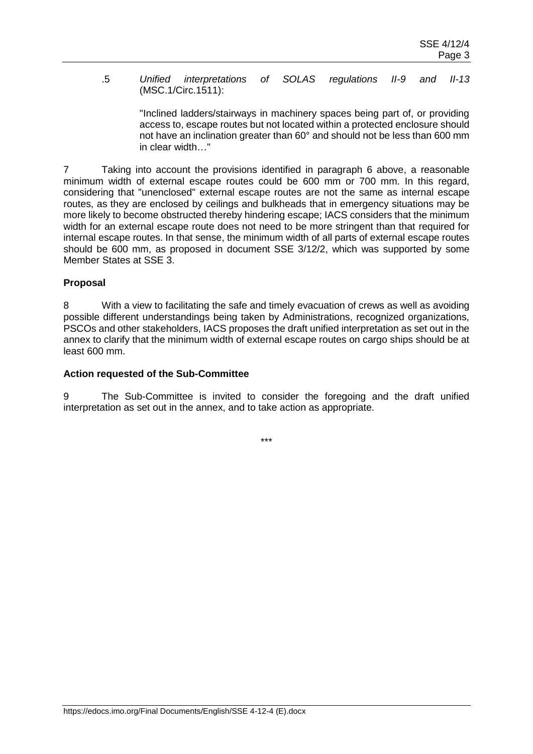.5 *Unified interpretations of SOLAS regulations II-9 and II-13* (MSC.1/Circ.1511):

> "Inclined ladders/stairways in machinery spaces being part of, or providing access to, escape routes but not located within a protected enclosure should not have an inclination greater than 60° and should not be less than 600 mm in clear width…"

7 Taking into account the provisions identified in paragraph 6 above, a reasonable minimum width of external escape routes could be 600 mm or 700 mm. In this regard, considering that "unenclosed" external escape routes are not the same as internal escape routes, as they are enclosed by ceilings and bulkheads that in emergency situations may be more likely to become obstructed thereby hindering escape; IACS considers that the minimum width for an external escape route does not need to be more stringent than that required for internal escape routes. In that sense, the minimum width of all parts of external escape routes should be 600 mm, as proposed in document SSE 3/12/2, which was supported by some Member States at SSE 3.

**Proposal**

8 With a view to facilitating the safe and timely evacuation of crews as well as avoiding possible different understandings being taken by Administrations, recognized organizations, PSCOs and other stakeholders, IACS proposes the draft unified interpretation as set out in the annex to clarify that the minimum width of external escape routes on cargo ships should be at least 600 mm.

**Action requested of the Sub-Committee**

9 The Sub-Committee is invited to consider the foregoing and the draft unified interpretation as set out in the annex, and to take action as appropriate.

\*\*\*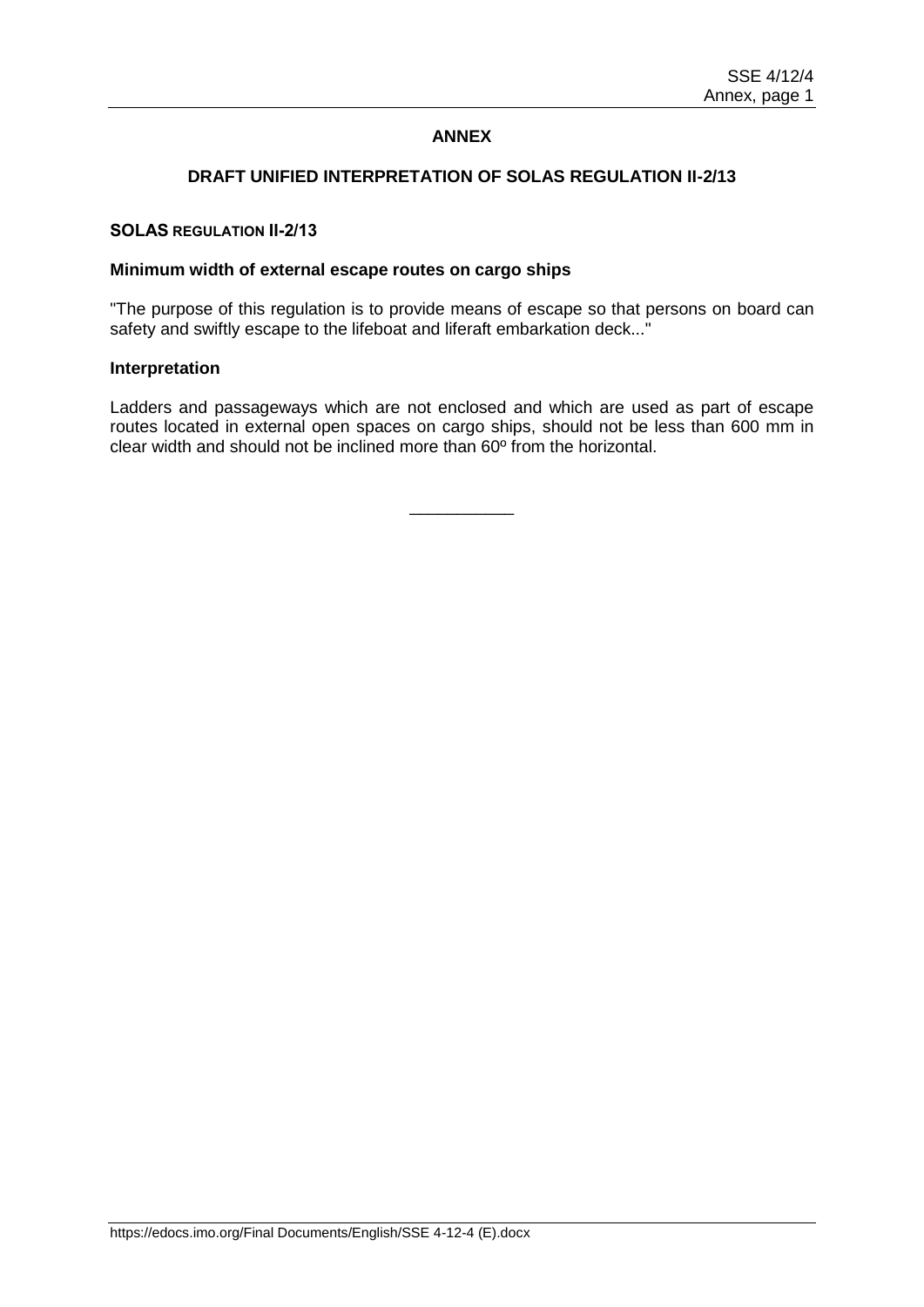**ANNEX**

**DRAFT UNIFIED INTERPRETATION OF SOLAS REGULATION II-2/13**

**SOLAS REGULATION II-2/13**

**Minimum width of external escape routes on cargo ships**

"The purpose of this regulation is to provide means of escape so that persons on board can safety and swiftly escape to the lifeboat and liferaft embarkation deck..."

**Interpretation**

Ladders and passageways which are not enclosed and which are used as part of escape routes located in external open spaces on cargo ships, should not be less than 600 mm in clear width and should not be inclined more than 60º from the horizontal.

___________